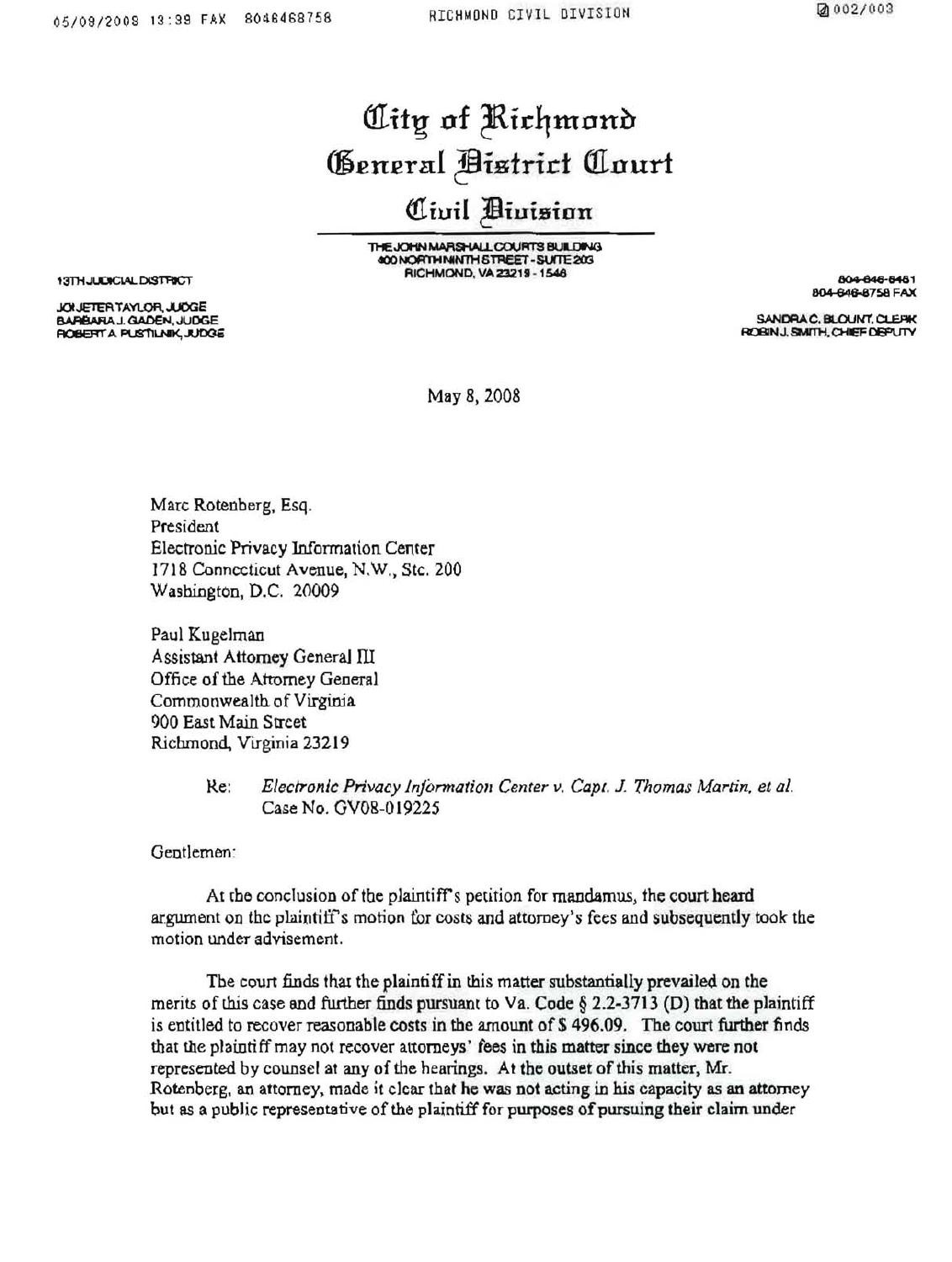# City of Richmond
# General District Court
## Civil Division

THE JOHN MARSHALL COURTS BUILDING
400 NORTH NINTH STREET - SUITE 203
RICHMOND, VA 23219 - 1546

13TH JUDICIAL DISTRICT

JOI JETER TAYLOR, JUDGE
BARBARA J. GADEN, JUDGE
ROBERT A. PUSTILNIK, JUDGE

804-646-6461
804-646-8758 FAX

SANDRA C. BLOUNT, CLERK
ROBIN J. SMITH, CHIEF DEPUTY

May 8, 2008

Marc Rotenberg, Esq.
President
Electronic Privacy Information Center
1718 Connecticut Avenue, N.W., Ste. 200
Washington, D.C. 20009

Paul Kugelman
Assistant Attorney General III
Office of the Attorney General
Commonwealth of Virginia
900 East Main Street
Richmond, Virginia 23219

Re: *Electronic Privacy Information Center v. Capt. J. Thomas Martin, et al.*
Case No. GV08-019225

Gentlemen:

At the conclusion of the plaintiff's petition for mandamus, the court heard argument on the plaintiff's motion for costs and attorney's fees and subsequently took the motion under advisement.

The court finds that the plaintiff in this matter substantially prevailed on the merits of this case and further finds pursuant to Va. Code § 2.2-3713 (D) that the plaintiff is entitled to recover reasonable costs in the amount of $ 496.09. The court further finds that the plaintiff may not recover attorneys' fees in this matter since they were not represented by counsel at any of the hearings. At the outset of this matter, Mr. Rotenberg, an attorney, made it clear that he was not acting in his capacity as an attorney but as a public representative of the plaintiff for purposes of pursuing their claim under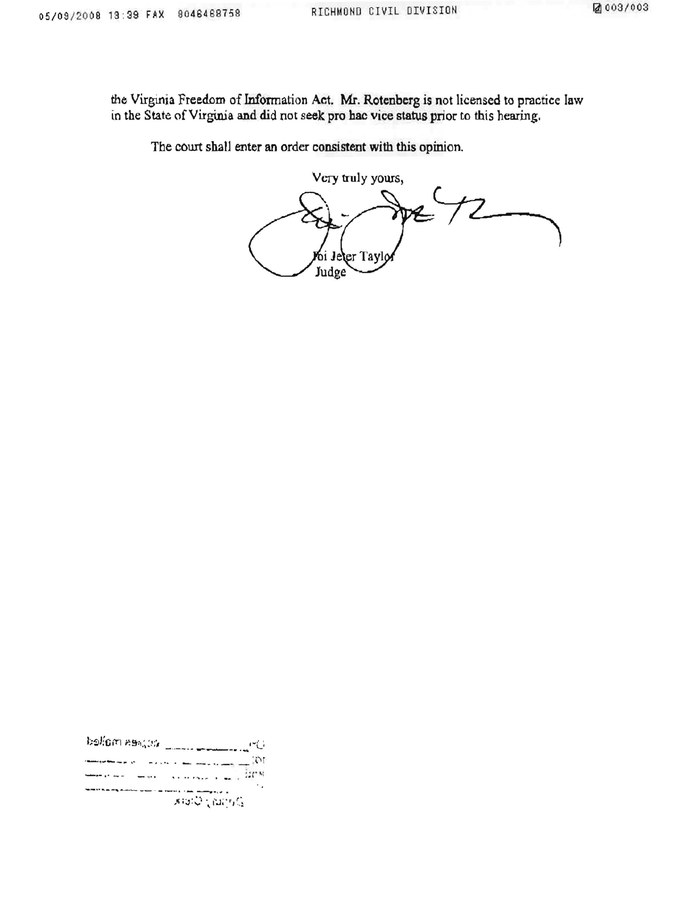the Virginia Freedom of Information Act. Mr. Rotenberg is not licensed to practice law in the State of Virginia and did not seek pro hac vice status prior to this hearing.

The court shall enter an order consistent with this opinion.

Very truly yours,

Joi Jeter Taylor
Judge